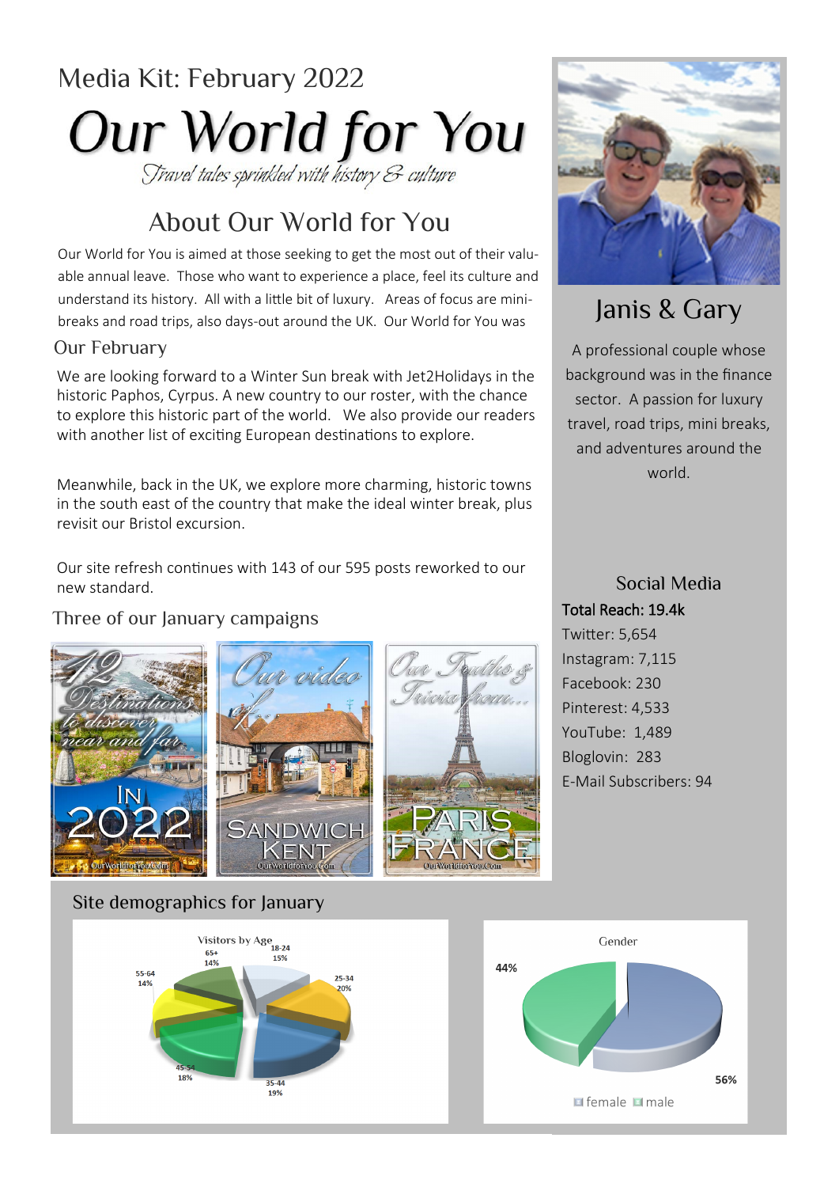Media Kit: February 2022

# Our World for You

*Travel tales sprinkled with history & culture*

## About Our World for You

Our World for You is aimed at those seeking to get the most out of their valuable annual leave. Those who want to experience a place, feel its culture and understand its history. All with a little bit of luxury. Areas of focus are mini-breaks and road trips, also days-out around the UK. Our World for You was

### Our February

We are looking forward to a Winter Sun break with Jet2Holidays in the historic Paphos, Cyprus. A new country to our roster, with the chance to explore this historic part of the world. We also provide our readers with another list of exciting European destinations to explore.

Meanwhile, back in the UK, we explore more charming, historic towns in the south east of the country that make the ideal winter break, plus revisit our Bristol excursion.

Our site refresh continues with 143 of our 595 posts reworked to our new standard.

### Three of our January campaigns

12 Destinations to discover near and far In 2022 — OurWorldforYou.Com

Our video of... Sandwich Kent — OurWorldforYou.Com

Our Truths & Trivia from... Paris France — OurWorldforYou.Com

## Janis & Gary

A professional couple whose background was in the finance sector. A passion for luxury travel, road trips, mini breaks, and adventures around the world.

### Social Media

**Total Reach: 19.4k**

- Twitter: 5,654
- Instagram: 7,115
- Facebook: 230
- Pinterest: 4,533
- YouTube: 1,489
- Bloglovin: 283
- E-Mail Subscribers: 94

### Site demographics for January

**Visitors by Age**

| Age | Share |
|---|---|
| 18-24 | 15% |
| 25-34 | 20% |
| 35-44 | 19% |
| 45-54 | 18% |
| 55-64 | 14% |
| 65+ | 14% |

**Gender**

| Gender | Share |
|---|---|
| female | 56% |
| male | 44% |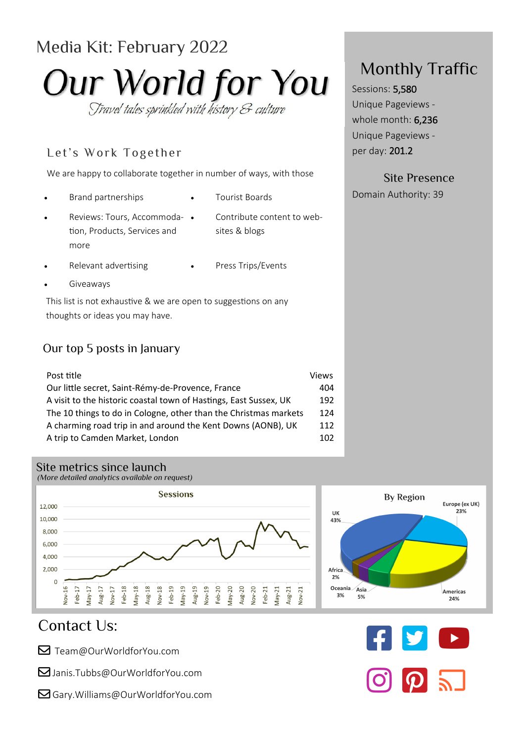Media Kit: February 2022

# Our World for You

*Travel tales sprinkled with history & culture*

## Let's Work Together

We are happy to collaborate together in number of ways, with those

- Brand partnerships
- Reviews: Tours, Accommodation, Products, Services and more
- Relevant advertising
- Giveaways
- Tourist Boards
- Contribute content to websites & blogs
- Press Trips/Events

This list is not exhaustive & we are open to suggestions on any thoughts or ideas you may have.

## Our top 5 posts in January

| Post title | Views |
|---|---|
| Our little secret, Saint-Rémy-de-Provence, France | 404 |
| A visit to the historic coastal town of Hastings, East Sussex, UK | 192 |
| The 10 things to do in Cologne, other than the Christmas markets | 124 |
| A charming road trip in and around the Kent Downs (AONB), UK | 112 |
| A trip to Camden Market, London | 102 |

## Monthly Traffic

Sessions: **5,580**

Unique Pageviews - whole month: **6,236**

Unique Pageviews - per day: **201.2**

### Site Presence

Domain Authority: 39

## Site metrics since launch

*(More detailed analytics available on request)*

Sessions

12,000
10,000
8,000
6,000
4,000
2,000
0

Nov-16, Feb-17, May-17, Aug-17, Nov-17, Feb-18, May-18, Aug-18, Nov-18, Feb-19, May-19, Aug-19, Nov-19, Feb-20, May-20, Aug-20, Nov-20, Feb-21, May-21, Aug-21, Nov-21

By Region

UK 43%
Europe (ex UK) 23%
Americas 24%
Asia 5%
Oceania 3%
Africa 2%

## Contact Us:

Team@OurWorldforYou.com

Janis.Tubbs@OurWorldforYou.com

Gary.Williams@OurWorldforYou.com